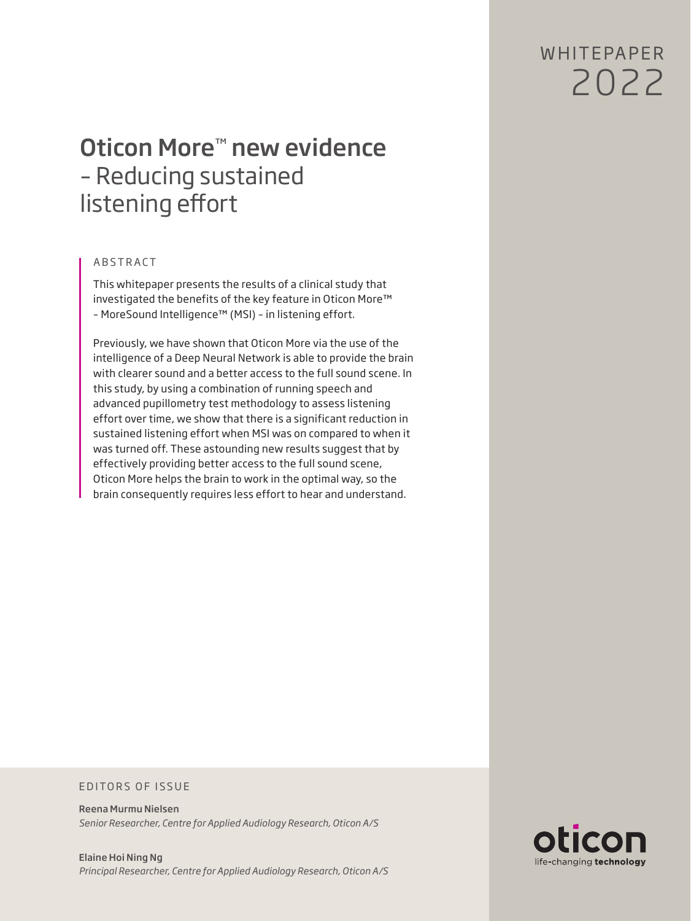WHITEPAPER
2022

# Oticon More™ new evidence - Reducing sustained listening effort

## ABSTRACT

This whitepaper presents the results of a clinical study that investigated the benefits of the key feature in Oticon More™ – MoreSound Intelligence™ (MSI) – in listening effort.

Previously, we have shown that Oticon More via the use of the intelligence of a Deep Neural Network is able to provide the brain with clearer sound and a better access to the full sound scene. In this study, by using a combination of running speech and advanced pupillometry test methodology to assess listening effort over time, we show that there is a significant reduction in sustained listening effort when MSI was on compared to when it was turned off. These astounding new results suggest that by effectively providing better access to the full sound scene, Oticon More helps the brain to work in the optimal way, so the brain consequently requires less effort to hear and understand.

EDITORS OF ISSUE

**Reena Murmu Nielsen**
*Senior Researcher, Centre for Applied Audiology Research, Oticon A/S*

**Elaine Hoi Ning Ng**
*Principal Researcher, Centre for Applied Audiology Research, Oticon A/S*

oticon
life-changing **technology**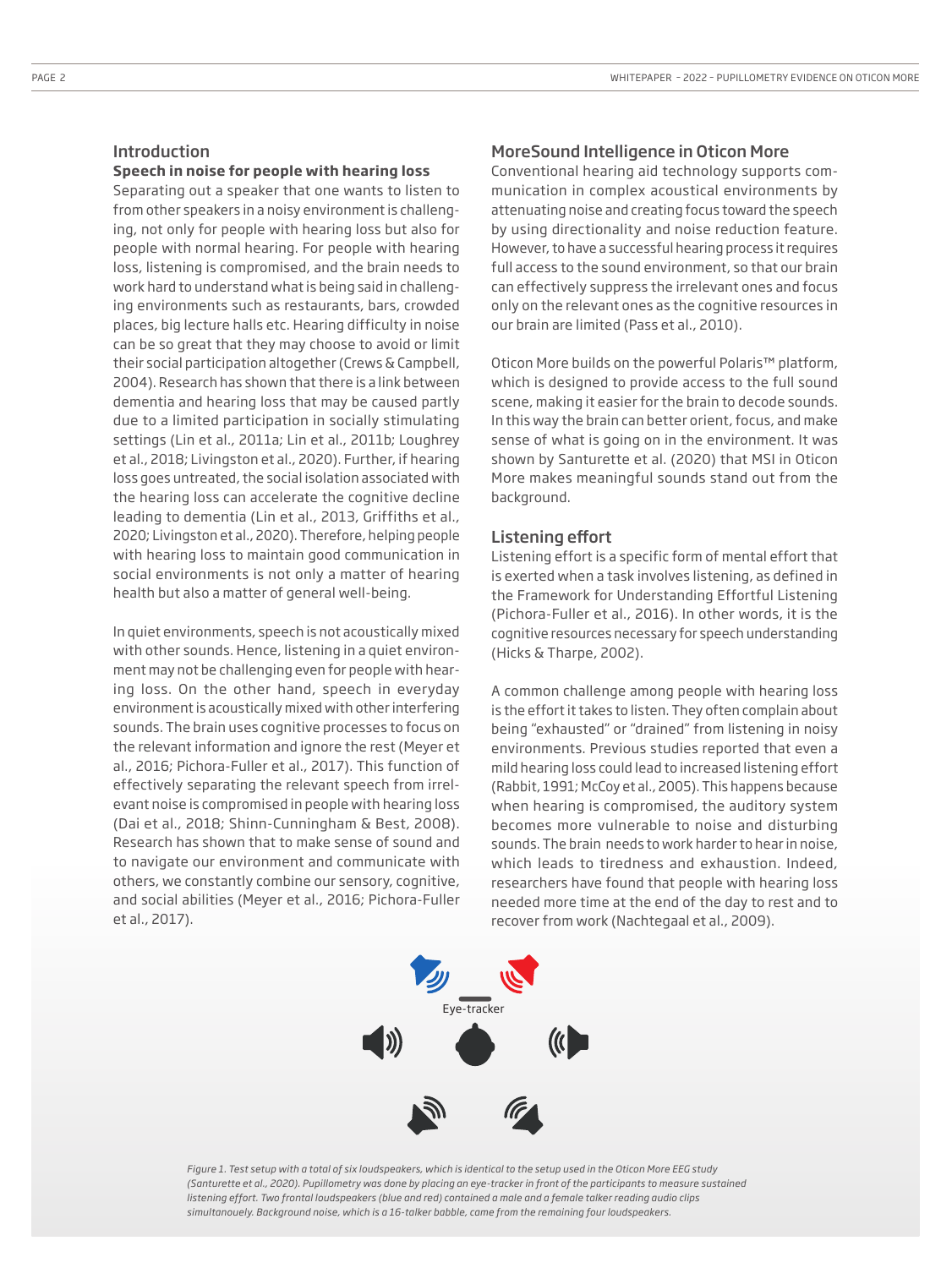## Introduction

### Speech in noise for people with hearing loss

Separating out a speaker that one wants to listen to from other speakers in a noisy environment is challenging, not only for people with hearing loss but also for people with normal hearing. For people with hearing loss, listening is compromised, and the brain needs to work hard to understand what is being said in challenging environments such as restaurants, bars, crowded places, big lecture halls etc. Hearing difficulty in noise can be so great that they may choose to avoid or limit their social participation altogether (Crews & Campbell, 2004). Research has shown that there is a link between dementia and hearing loss that may be caused partly due to a limited participation in socially stimulating settings (Lin et al., 2011a; Lin et al., 2011b; Loughrey et al., 2018; Livingston et al., 2020). Further, if hearing loss goes untreated, the social isolation associated with the hearing loss can accelerate the cognitive decline leading to dementia (Lin et al., 2013, Griffiths et al., 2020; Livingston et al., 2020). Therefore, helping people with hearing loss to maintain good communication in social environments is not only a matter of hearing health but also a matter of general well-being.

In quiet environments, speech is not acoustically mixed with other sounds. Hence, listening in a quiet environment may not be challenging even for people with hearing loss. On the other hand, speech in everyday environment is acoustically mixed with other interfering sounds. The brain uses cognitive processes to focus on the relevant information and ignore the rest (Meyer et al., 2016; Pichora-Fuller et al., 2017). This function of effectively separating the relevant speech from irrelevant noise is compromised in people with hearing loss (Dai et al., 2018; Shinn-Cunningham & Best, 2008). Research has shown that to make sense of sound and to navigate our environment and communicate with others, we constantly combine our sensory, cognitive, and social abilities (Meyer et al., 2016; Pichora-Fuller et al., 2017).

## MoreSound Intelligence in Oticon More

Conventional hearing aid technology supports communication in complex acoustical environments by attenuating noise and creating focus toward the speech by using directionality and noise reduction feature. However, to have a successful hearing process it requires full access to the sound environment, so that our brain can effectively suppress the irrelevant ones and focus only on the relevant ones as the cognitive resources in our brain are limited (Pass et al., 2010).

Oticon More builds on the powerful Polaris™ platform, which is designed to provide access to the full sound scene, making it easier for the brain to decode sounds. In this way the brain can better orient, focus, and make sense of what is going on in the environment. It was shown by Santurette et al. (2020) that MSI in Oticon More makes meaningful sounds stand out from the background.

## Listening effort

Listening effort is a specific form of mental effort that is exerted when a task involves listening, as defined in the Framework for Understanding Effortful Listening (Pichora-Fuller et al., 2016). In other words, it is the cognitive resources necessary for speech understanding (Hicks & Tharpe, 2002).

A common challenge among people with hearing loss is the effort it takes to listen. They often complain about being "exhausted" or "drained" from listening in noisy environments. Previous studies reported that even a mild hearing loss could lead to increased listening effort (Rabbit, 1991; McCoy et al., 2005). This happens because when hearing is compromised, the auditory system becomes more vulnerable to noise and disturbing sounds. The brain needs to work harder to hear in noise, which leads to tiredness and exhaustion. Indeed, researchers have found that people with hearing loss needed more time at the end of the day to rest and to recover from work (Nachtegaal et al., 2009).

Eye-tracker

*Figure 1. Test setup with a total of six loudspeakers, which is identical to the setup used in the Oticon More EEG study (Santurette et al., 2020). Pupillometry was done by placing an eye-tracker in front of the participants to measure sustained listening effort. Two frontal loudspeakers (blue and red) contained a male and a female talker reading audio clips simultanouely. Background noise, which is a 16-talker babble, came from the remaining four loudspeakers.*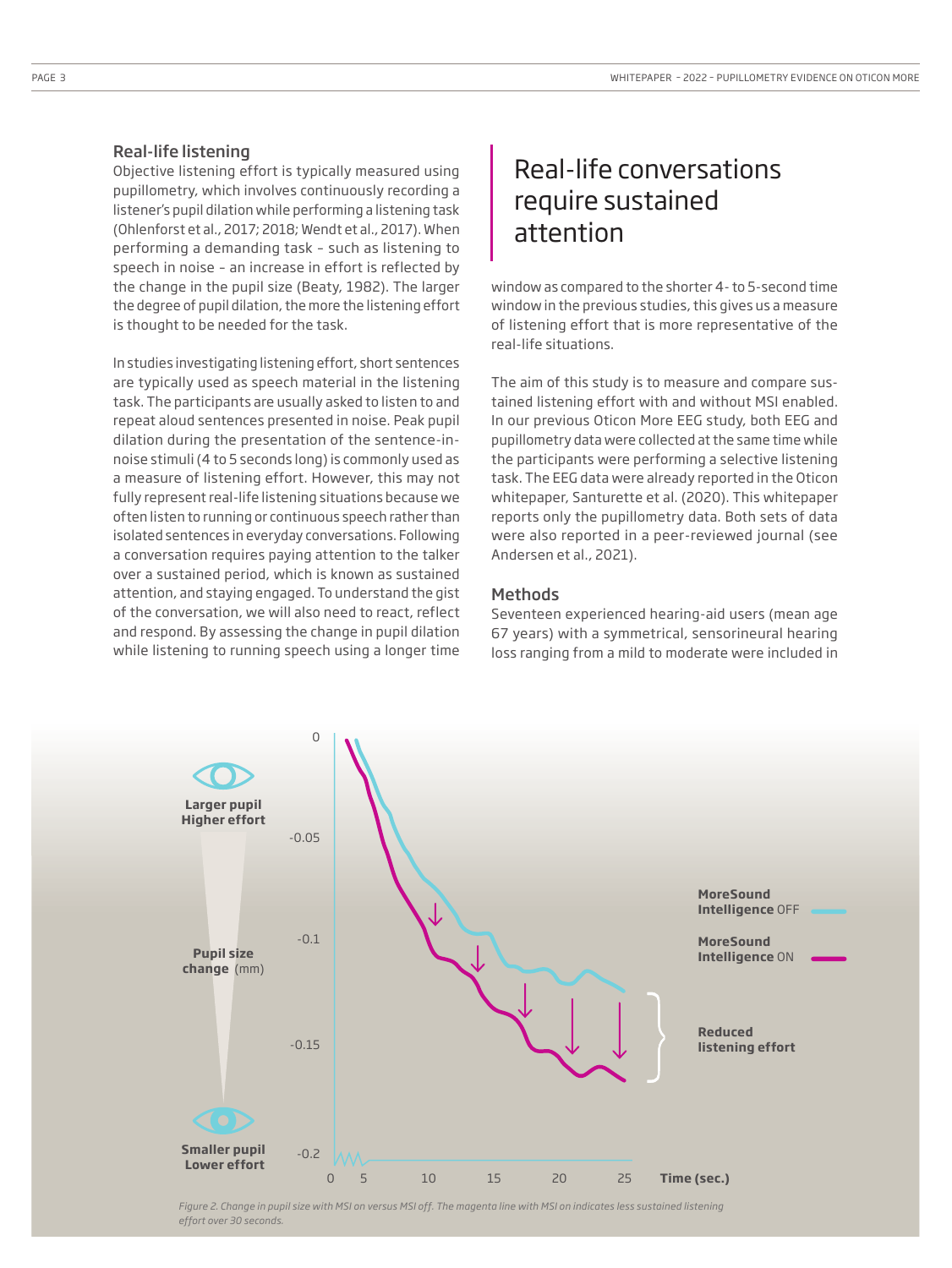### Real-life listening

Objective listening effort is typically measured using pupillometry, which involves continuously recording a listener's pupil dilation while performing a listening task (Ohlenforst et al., 2017; 2018; Wendt et al., 2017). When performing a demanding task – such as listening to speech in noise – an increase in effort is reflected by the change in the pupil size (Beaty, 1982). The larger the degree of pupil dilation, the more the listening effort is thought to be needed for the task.

In studies investigating listening effort, short sentences are typically used as speech material in the listening task. The participants are usually asked to listen to and repeat aloud sentences presented in noise. Peak pupil dilation during the presentation of the sentence-in-noise stimuli (4 to 5 seconds long) is commonly used as a measure of listening effort. However, this may not fully represent real-life listening situations because we often listen to running or continuous speech rather than isolated sentences in everyday conversations. Following a conversation requires paying attention to the talker over a sustained period, which is known as sustained attention, and staying engaged. To understand the gist of the conversation, we will also need to react, reflect and respond. By assessing the change in pupil dilation while listening to running speech using a longer time window as compared to the shorter 4- to 5-second time window in the previous studies, this gives us a measure of listening effort that is more representative of the real-life situations.

## Real-life conversations require sustained attention

The aim of this study is to measure and compare sustained listening effort with and without MSI enabled. In our previous Oticon More EEG study, both EEG and pupillometry data were collected at the same time while the participants were performing a selective listening task. The EEG data were already reported in the Oticon whitepaper, Santurette et al. (2020). This whitepaper reports only the pupillometry data. Both sets of data were also reported in a peer-reviewed journal (see Andersen et al., 2021).

### Methods

Seventeen experienced hearing-aid users (mean age 67 years) with a symmetrical, sensorineural hearing loss ranging from a mild to moderate were included in

*Figure 2. Change in pupil size with MSI on versus MSI off. The magenta line with MSI on indicates less sustained listening effort over 30 seconds.*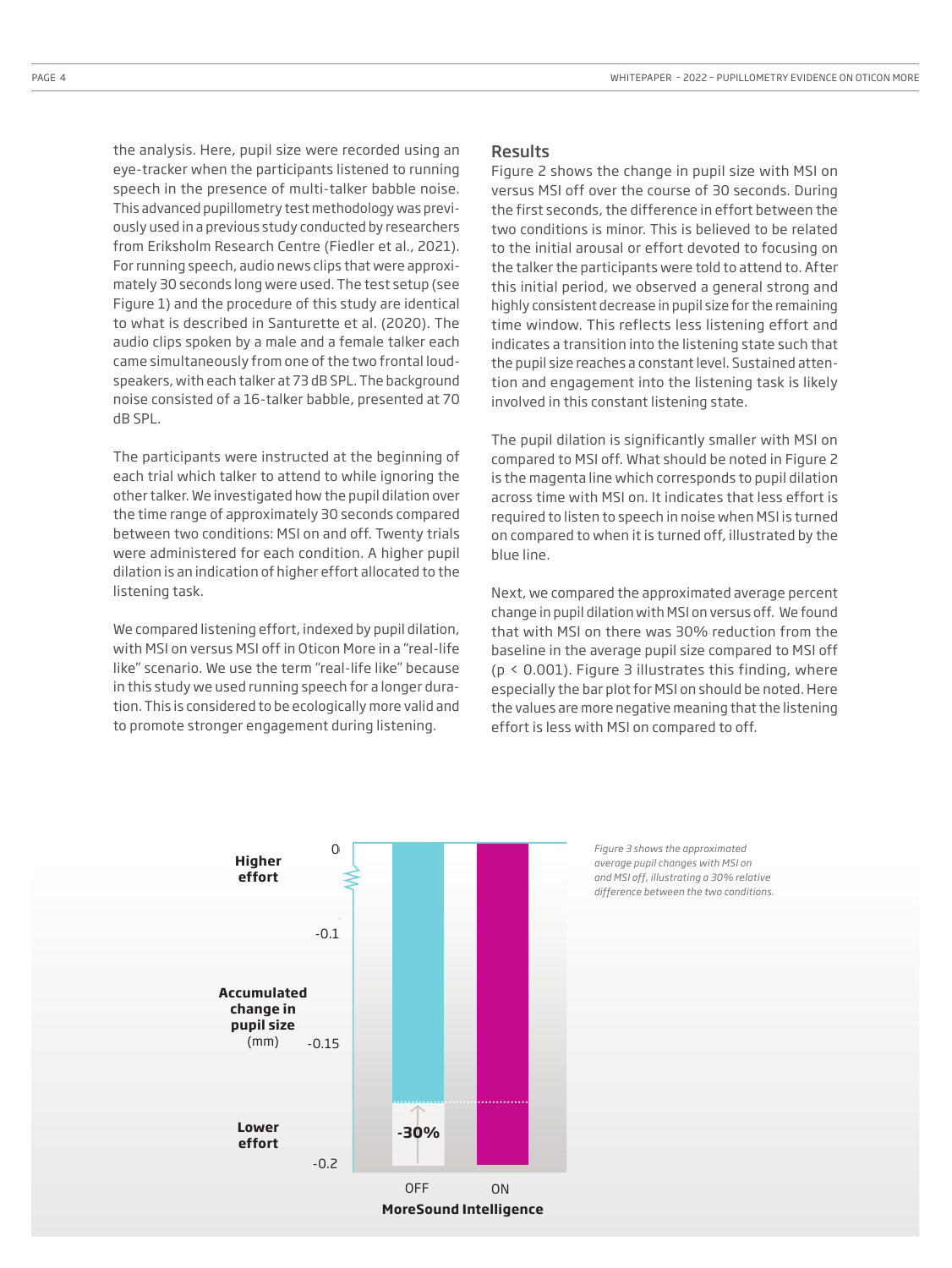the analysis. Here, pupil size were recorded using an eye-tracker when the participants listened to running speech in the presence of multi-talker babble noise. This advanced pupillometry test methodology was previously used in a previous study conducted by researchers from Eriksholm Research Centre (Fiedler et al., 2021). For running speech, audio news clips that were approximately 30 seconds long were used. The test setup (see Figure 1) and the procedure of this study are identical to what is described in Santurette et al. (2020). The audio clips spoken by a male and a female talker each came simultaneously from one of the two frontal loudspeakers, with each talker at 73 dB SPL. The background noise consisted of a 16-talker babble, presented at 70 dB SPL.

The participants were instructed at the beginning of each trial which talker to attend to while ignoring the other talker. We investigated how the pupil dilation over the time range of approximately 30 seconds compared between two conditions: MSI on and off. Twenty trials were administered for each condition. A higher pupil dilation is an indication of higher effort allocated to the listening task.

We compared listening effort, indexed by pupil dilation, with MSI on versus MSI off in Oticon More in a "real-life like" scenario. We use the term "real-life like" because in this study we used running speech for a longer duration. This is considered to be ecologically more valid and to promote stronger engagement during listening.

## Results

Figure 2 shows the change in pupil size with MSI on versus MSI off over the course of 30 seconds. During the first seconds, the difference in effort between the two conditions is minor. This is believed to be related to the initial arousal or effort devoted to focusing on the talker the participants were told to attend to. After this initial period, we observed a general strong and highly consistent decrease in pupil size for the remaining time window. This reflects less listening effort and indicates a transition into the listening state such that the pupil size reaches a constant level. Sustained attention and engagement into the listening task is likely involved in this constant listening state.

The pupil dilation is significantly smaller with MSI on compared to MSI off. What should be noted in Figure 2 is the magenta line which corresponds to pupil dilation across time with MSI on. It indicates that less effort is required to listen to speech in noise when MSI is turned on compared to when it is turned off, illustrated by the blue line.

Next, we compared the approximated average percent change in pupil dilation with MSI on versus off. We found that with MSI on there was 30% reduction from the baseline in the average pupil size compared to MSI off ($p < 0.001$). Figure 3 illustrates this finding, where especially the bar plot for MSI on should be noted. Here the values are more negative meaning that the listening effort is less with MSI on compared to off.

*Figure 3 shows the approximated average pupil changes with MSI on and MSI off, illustrating a 30% relative difference between the two conditions.*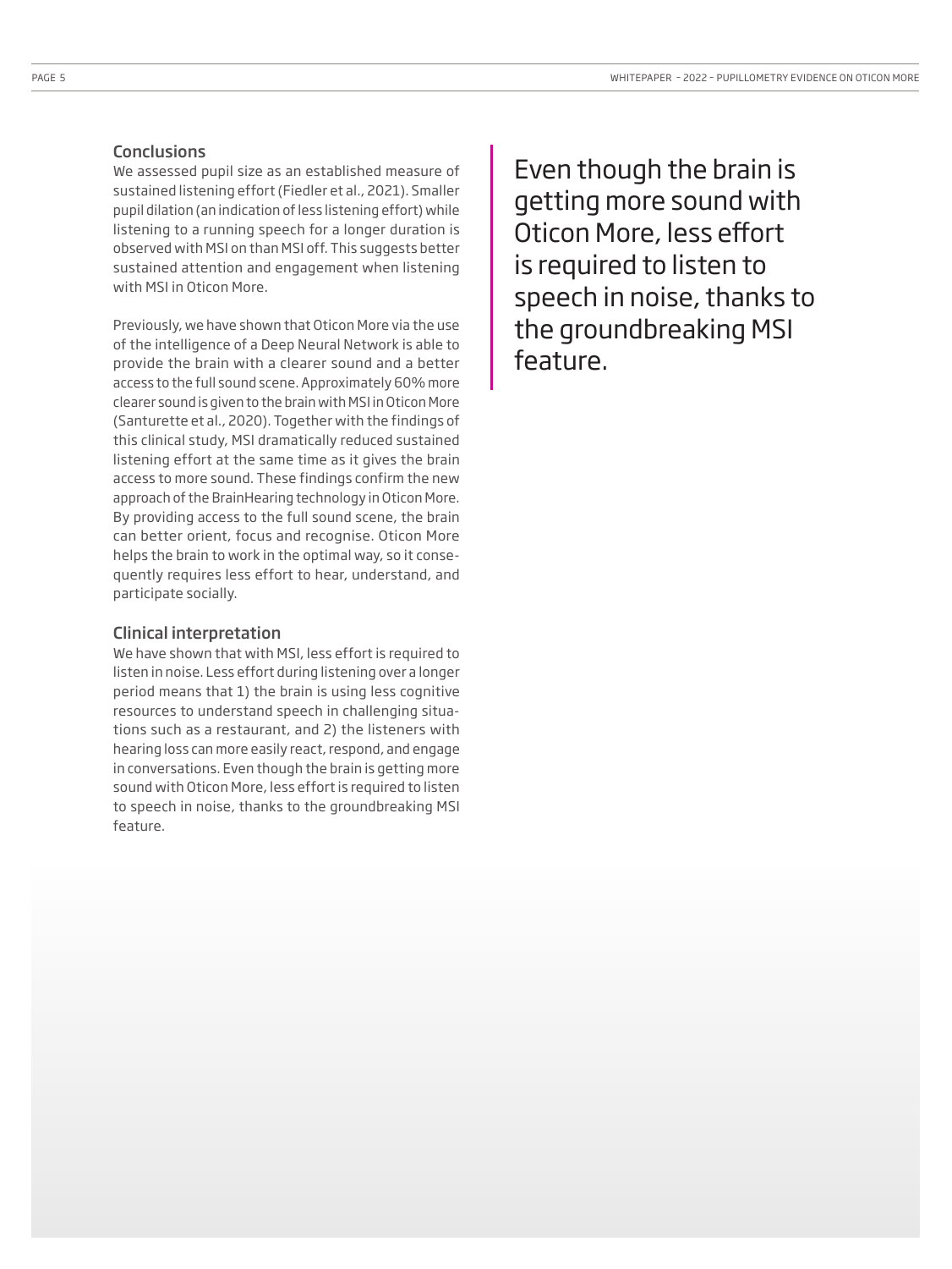## Conclusions

We assessed pupil size as an established measure of sustained listening effort (Fiedler et al., 2021). Smaller pupil dilation (an indication of less listening effort) while listening to a running speech for a longer duration is observed with MSI on than MSI off. This suggests better sustained attention and engagement when listening with MSI in Oticon More.

Previously, we have shown that Oticon More via the use of the intelligence of a Deep Neural Network is able to provide the brain with a clearer sound and a better access to the full sound scene. Approximately 60% more clearer sound is given to the brain with MSI in Oticon More (Santurette et al., 2020). Together with the findings of this clinical study, MSI dramatically reduced sustained listening effort at the same time as it gives the brain access to more sound. These findings confirm the new approach of the BrainHearing technology in Oticon More. By providing access to the full sound scene, the brain can better orient, focus and recognise. Oticon More helps the brain to work in the optimal way, so it consequently requires less effort to hear, understand, and participate socially.

## Clinical interpretation

We have shown that with MSI, less effort is required to listen in noise. Less effort during listening over a longer period means that 1) the brain is using less cognitive resources to understand speech in challenging situations such as a restaurant, and 2) the listeners with hearing loss can more easily react, respond, and engage in conversations. Even though the brain is getting more sound with Oticon More, less effort is required to listen to speech in noise, thanks to the groundbreaking MSI feature.

> Even though the brain is getting more sound with Oticon More, less effort is required to listen to speech in noise, thanks to the groundbreaking MSI feature.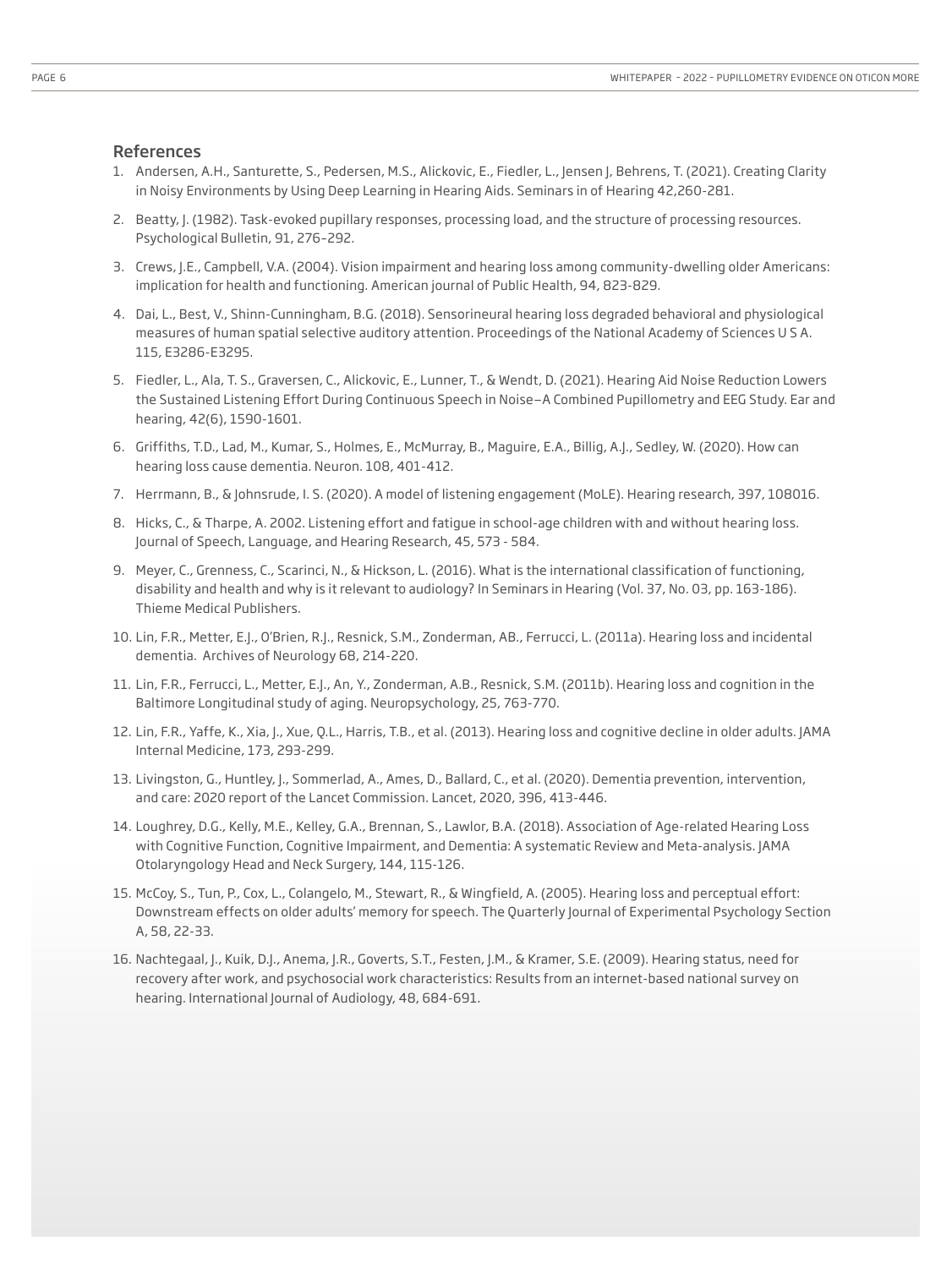## References

1. Andersen, A.H., Santurette, S., Pedersen, M.S., Alickovic, E., Fiedler, L., Jensen J, Behrens, T. (2021). Creating Clarity in Noisy Environments by Using Deep Learning in Hearing Aids. Seminars in of Hearing 42,260-281.
2. Beatty, J. (1982). Task-evoked pupillary responses, processing load, and the structure of processing resources. Psychological Bulletin, 91, 276–292.
3. Crews, J.E., Campbell, V.A. (2004). Vision impairment and hearing loss among community-dwelling older Americans: implication for health and functioning. American journal of Public Health, 94, 823-829.
4. Dai, L., Best, V., Shinn-Cunningham, B.G. (2018). Sensorineural hearing loss degraded behavioral and physiological measures of human spatial selective auditory attention. Proceedings of the National Academy of Sciences U S A. 115, E3286-E3295.
5. Fiedler, L., Ala, T. S., Graversen, C., Alickovic, E., Lunner, T., & Wendt, D. (2021). Hearing Aid Noise Reduction Lowers the Sustained Listening Effort During Continuous Speech in Noise–A Combined Pupillometry and EEG Study. Ear and hearing, 42(6), 1590-1601.
6. Griffiths, T.D., Lad, M., Kumar, S., Holmes, E., McMurray, B., Maguire, E.A., Billig, A.J., Sedley, W. (2020). How can hearing loss cause dementia. Neuron. 108, 401-412.
7. Herrmann, B., & Johnsrude, I. S. (2020). A model of listening engagement (MoLE). Hearing research, 397, 108016.
8. Hicks, C., & Tharpe, A. 2002. Listening effort and fatigue in school-age children with and without hearing loss. Journal of Speech, Language, and Hearing Research, 45, 573 - 584.
9. Meyer, C., Grenness, C., Scarinci, N., & Hickson, L. (2016). What is the international classification of functioning, disability and health and why is it relevant to audiology? In Seminars in Hearing (Vol. 37, No. 03, pp. 163-186). Thieme Medical Publishers.
10. Lin, F.R., Metter, E.J., O'Brien, R.J., Resnick, S.M., Zonderman, AB., Ferrucci, L. (2011a). Hearing loss and incidental dementia. Archives of Neurology 68, 214-220.
11. Lin, F.R., Ferrucci, L., Metter, E.J., An, Y., Zonderman, A.B., Resnick, S.M. (2011b). Hearing loss and cognition in the Baltimore Longitudinal study of aging. Neuropsychology, 25, 763-770.
12. Lin, F.R., Yaffe, K., Xia, J., Xue, Q.L., Harris, T.B., et al. (2013). Hearing loss and cognitive decline in older adults. JAMA Internal Medicine, 173, 293-299.
13. Livingston, G., Huntley, J., Sommerlad, A., Ames, D., Ballard, C., et al. (2020). Dementia prevention, intervention, and care: 2020 report of the Lancet Commission. Lancet, 2020, 396, 413-446.
14. Loughrey, D.G., Kelly, M.E., Kelley, G.A., Brennan, S., Lawlor, B.A. (2018). Association of Age-related Hearing Loss with Cognitive Function, Cognitive Impairment, and Dementia: A systematic Review and Meta-analysis. JAMA Otolaryngology Head and Neck Surgery, 144, 115-126.
15. McCoy, S., Tun, P., Cox, L., Colangelo, M., Stewart, R., & Wingfield, A. (2005). Hearing loss and perceptual effort: Downstream effects on older adults' memory for speech. The Quarterly Journal of Experimental Psychology Section A, 58, 22-33.
16. Nachtegaal, J., Kuik, D.J., Anema, J.R., Goverts, S.T., Festen, J.M., & Kramer, S.E. (2009). Hearing status, need for recovery after work, and psychosocial work characteristics: Results from an internet-based national survey on hearing. International Journal of Audiology, 48, 684-691.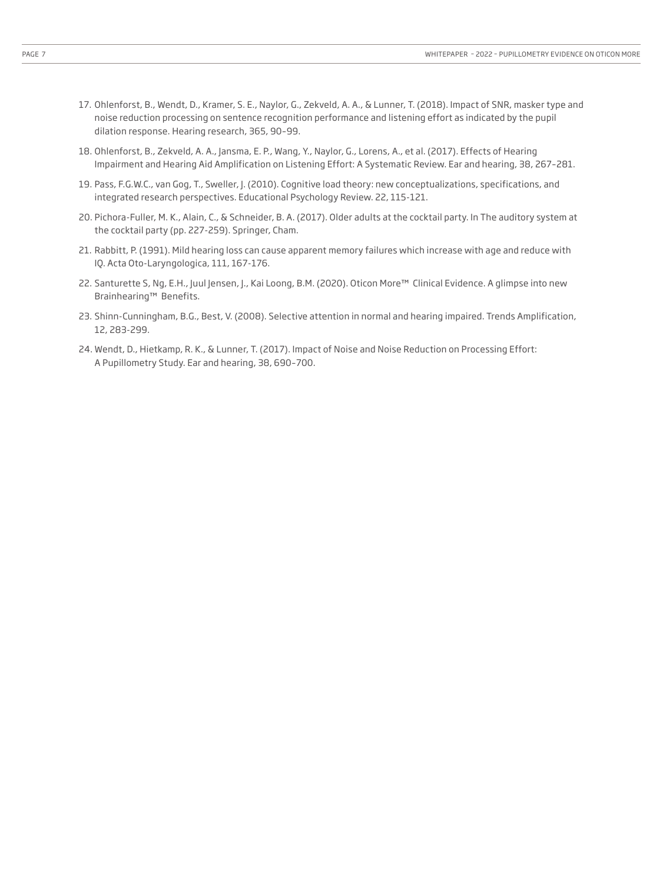17. Ohlenforst, B., Wendt, D., Kramer, S. E., Naylor, G., Zekveld, A. A., & Lunner, T. (2018). Impact of SNR, masker type and noise reduction processing on sentence recognition performance and listening effort as indicated by the pupil dilation response. Hearing research, 365, 90–99.
18. Ohlenforst, B., Zekveld, A. A., Jansma, E. P., Wang, Y., Naylor, G., Lorens, A., et al. (2017). Effects of Hearing Impairment and Hearing Aid Amplification on Listening Effort: A Systematic Review. Ear and hearing, 38, 267–281.
19. Pass, F.G.W.C., van Gog, T., Sweller, J. (2010). Cognitive load theory: new conceptualizations, specifications, and integrated research perspectives. Educational Psychology Review. 22, 115-121.
20. Pichora-Fuller, M. K., Alain, C., & Schneider, B. A. (2017). Older adults at the cocktail party. In The auditory system at the cocktail party (pp. 227-259). Springer, Cham.
21. Rabbitt, P. (1991). Mild hearing loss can cause apparent memory failures which increase with age and reduce with IQ. Acta Oto-Laryngologica, 111, 167-176.
22. Santurette S, Ng, E.H., Juul Jensen, J., Kai Loong, B.M. (2020). Oticon More™ Clinical Evidence. A glimpse into new Brainhearing™ Benefits.
23. Shinn-Cunningham, B.G., Best, V. (2008). Selective attention in normal and hearing impaired. Trends Amplification, 12, 283-299.
24. Wendt, D., Hietkamp, R. K., & Lunner, T. (2017). Impact of Noise and Noise Reduction on Processing Effort: A Pupillometry Study. Ear and hearing, 38, 690–700.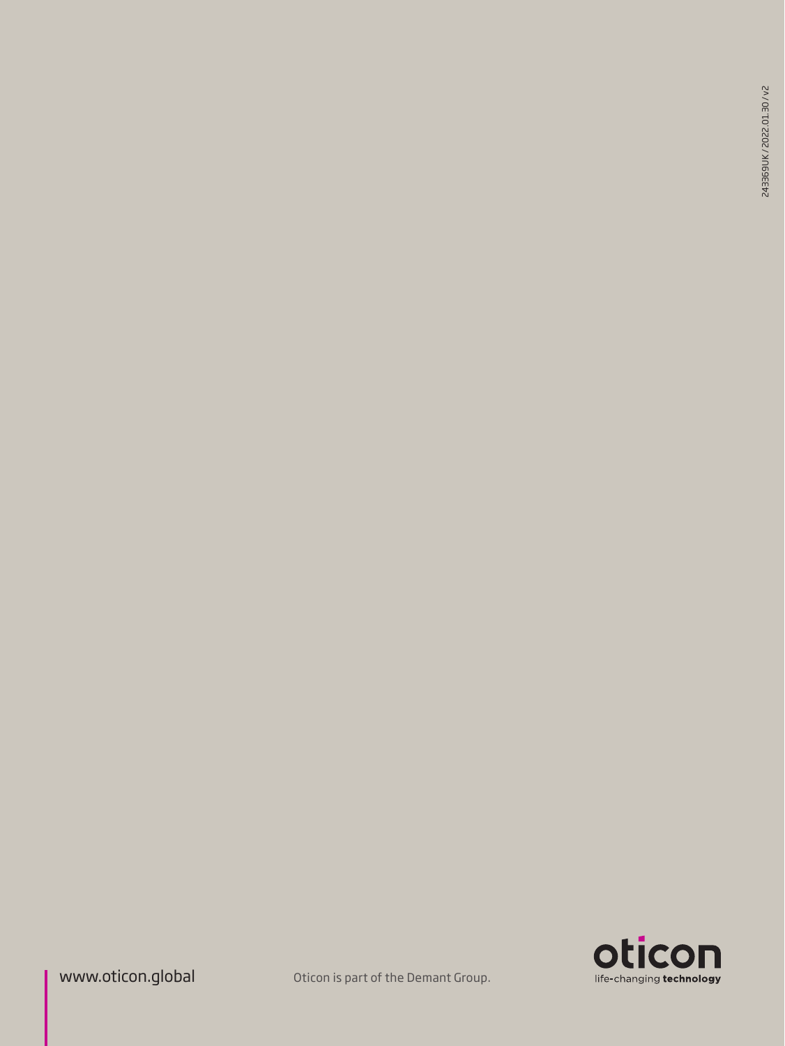243369UK / 2022.01.30 / v2

www.oticon.global

Oticon is part of the Demant Group.

oticon
life-changing **technology**